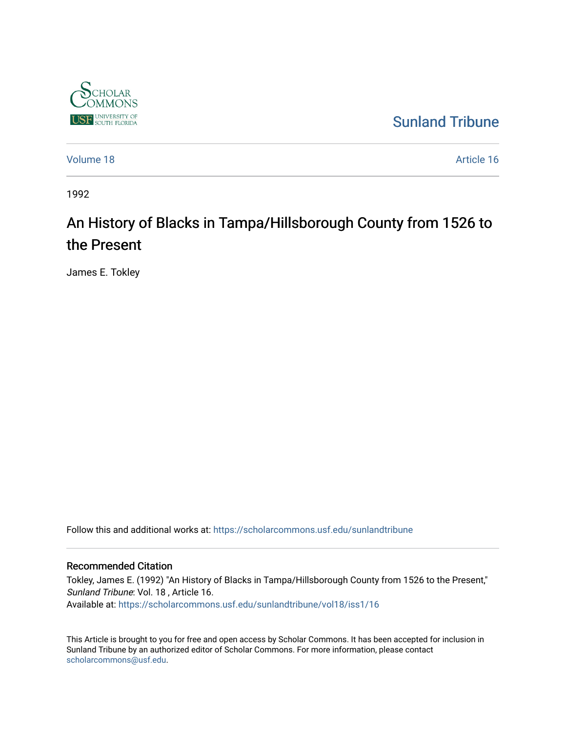Sunland Tribune

Volume 18 Article 16

1992

# An History of Blacks in Tampa/Hillsborough County from 1526 to the Present

James E. Tokley

Follow this and additional works at: https://scholarcommons.usf.edu/sunlandtribune

## Recommended Citation

Tokley, James E. (1992) "An History of Blacks in Tampa/Hillsborough County from 1526 to the Present," *Sunland Tribune*: Vol. 18 , Article 16.
Available at: https://scholarcommons.usf.edu/sunlandtribune/vol18/iss1/16

This Article is brought to you for free and open access by Scholar Commons. It has been accepted for inclusion in Sunland Tribune by an authorized editor of Scholar Commons. For more information, please contact scholarcommons@usf.edu.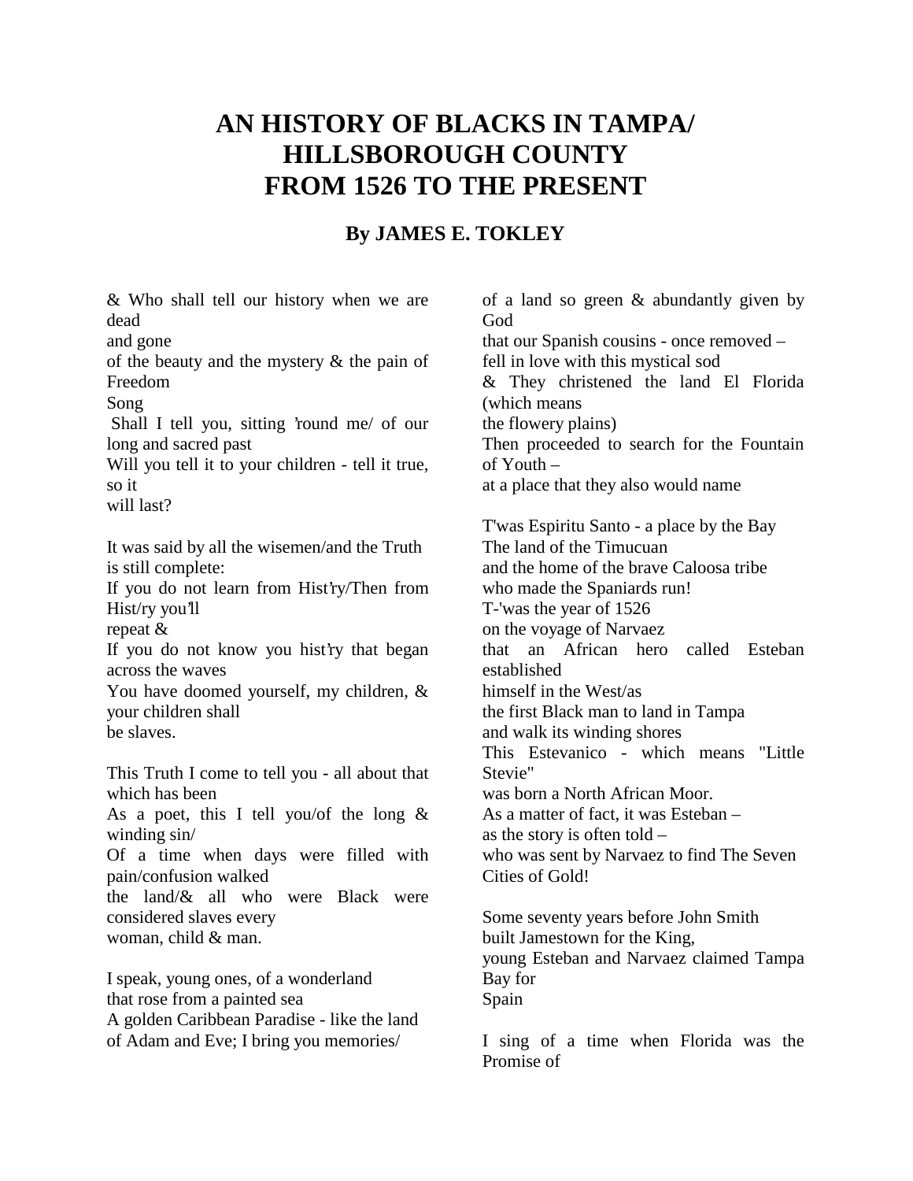# AN HISTORY OF BLACKS IN TAMPA/ HILLSBOROUGH COUNTY FROM 1526 TO THE PRESENT

## By JAMES E. TOKLEY

& Who shall tell our history when we are dead
and gone
of the beauty and the mystery & the pain of Freedom
Song
Shall I tell you, sitting 'round me/ of our long and sacred past
Will you tell it to your children - tell it true, so it
will last?

It was said by all the wisemen/and the Truth is still complete:
If you do not learn from Hist'ry/Then from Hist/ry you'll
repeat &
If you do not know you hist'ry that began across the waves
You have doomed yourself, my children, & your children shall
be slaves.

This Truth I come to tell you - all about that which has been
As a poet, this I tell you/of the long & winding sin/
Of a time when days were filled with pain/confusion walked
the land/& all who were Black were considered slaves every
woman, child & man.

I speak, young ones, of a wonderland
that rose from a painted sea
A golden Caribbean Paradise - like the land
of Adam and Eve; I bring you memories/
of a land so green & abundantly given by God
that our Spanish cousins - once removed –
fell in love with this mystical sod
& They christened the land El Florida (which means
the flowery plains)
Then proceeded to search for the Fountain of Youth –
at a place that they also would name

T'was Espiritu Santo - a place by the Bay
The land of the Timucuan
and the home of the brave Caloosa tribe
who made the Spaniards run!
T-'was the year of 1526
on the voyage of Narvaez
that an African hero called Esteban established
himself in the West/as
the first Black man to land in Tampa
and walk its winding shores
This Estevanico - which means "Little Stevie"
was born a North African Moor.
As a matter of fact, it was Esteban –
as the story is often told –
who was sent by Narvaez to find The Seven Cities of Gold!

Some seventy years before John Smith
built Jamestown for the King,
young Esteban and Narvaez claimed Tampa Bay for
Spain

I sing of a time when Florida was the Promise of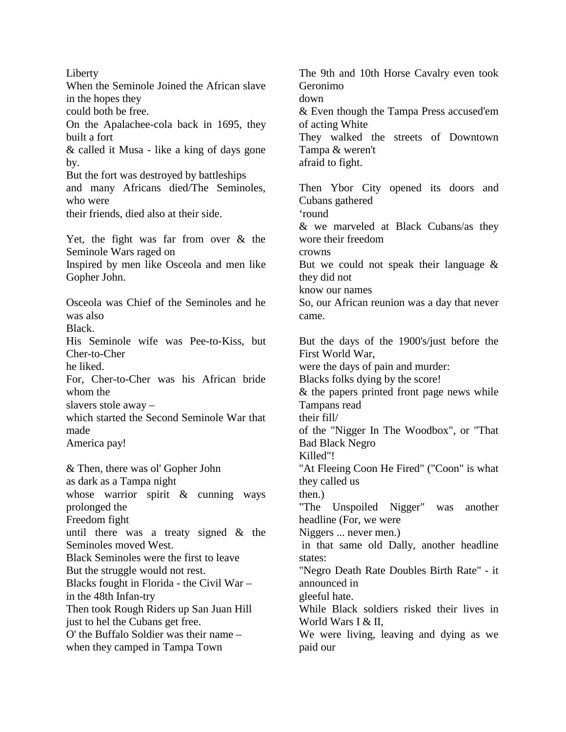Liberty
When the Seminole Joined the African slave in the hopes they
could both be free.
On the Apalachee-cola back in 1695, they built a fort
& called it Musa - like a king of days gone by.
But the fort was destroyed by battleships
and many Africans died/The Seminoles, who were
their friends, died also at their side.

Yet, the fight was far from over & the Seminole Wars raged on
Inspired by men like Osceola and men like Gopher John.

Osceola was Chief of the Seminoles and he was also
Black.
His Seminole wife was Pee-to-Kiss, but Cher-to-Cher
he liked.
For, Cher-to-Cher was his African bride whom the
slavers stole away –
which started the Second Seminole War that made
America pay!

& Then, there was ol' Gopher John
as dark as a Tampa night
whose warrior spirit & cunning ways prolonged the
Freedom fight
until there was a treaty signed & the Seminoles moved West.
Black Seminoles were the first to leave
But the struggle would not rest.
Blacks fought in Florida - the Civil War –
in the 48th Infan-try
Then took Rough Riders up San Juan Hill
just to hel the Cubans get free.
O' the Buffalo Soldier was their name –
when they camped in Tampa Town

The 9th and 10th Horse Cavalry even took Geronimo
down
& Even though the Tampa Press accused'em of acting White
They walked the streets of Downtown Tampa & weren't
afraid to fight.

Then Ybor City opened its doors and Cubans gathered
'round
& we marveled at Black Cubans/as they wore their freedom
crowns
But we could not speak their language & they did not
know our names
So, our African reunion was a day that never came.

But the days of the 1900's/just before the First World War,
were the days of pain and murder:
Blacks folks dying by the score!
& the papers printed front page news while Tampans read
their fill/
of the "Nigger In The Woodbox", or "That Bad Black Negro
Killed"!
"At Fleeing Coon He Fired" ("Coon" is what they called us
then.)
"The Unspoiled Nigger" was another headline (For, we were
Niggers ... never men.)
in that same old Dally, another headline states:
"Negro Death Rate Doubles Birth Rate" - it announced in
gleeful hate.
While Black soldiers risked their lives in World Wars I & II,
We were living, leaving and dying as we paid our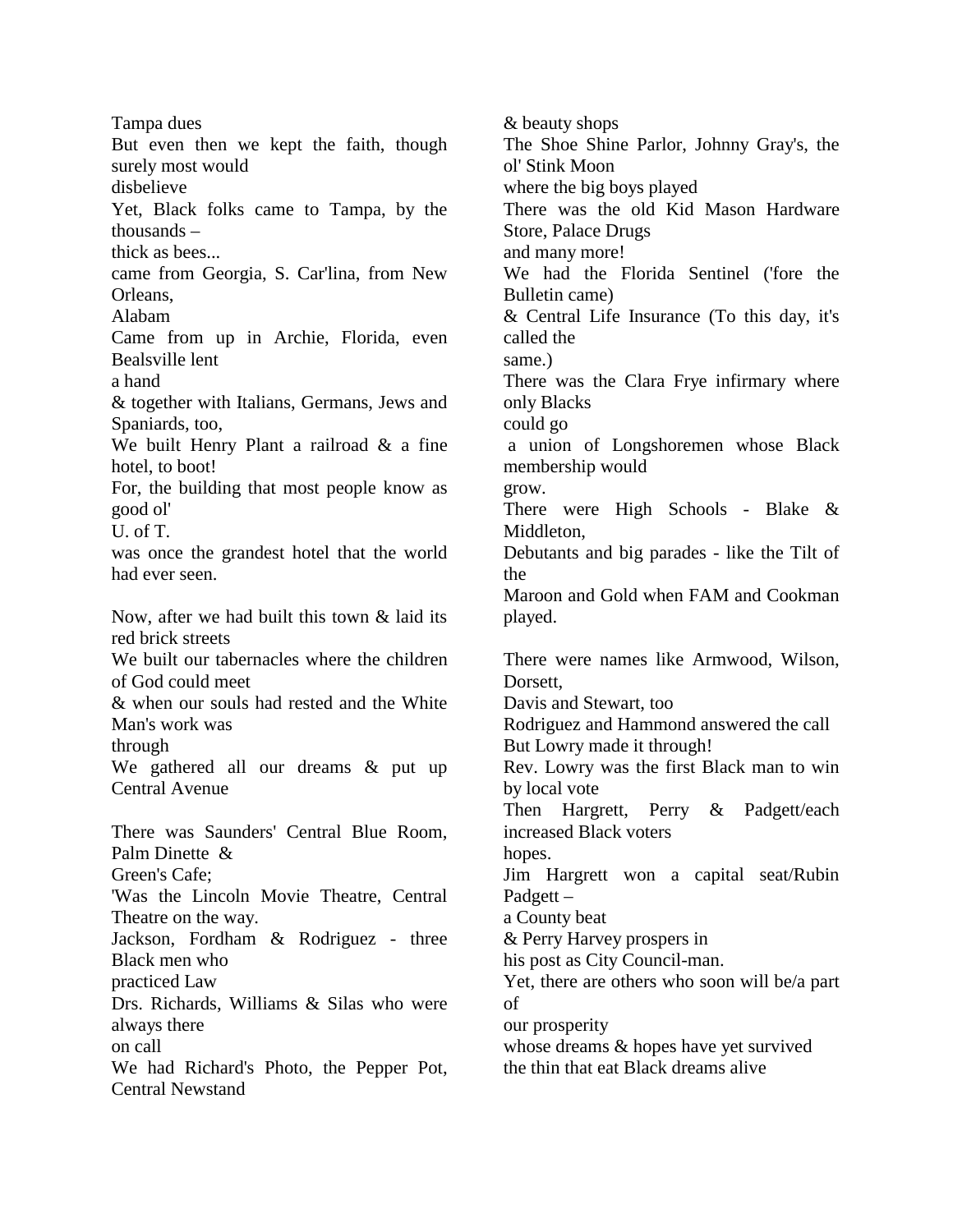Tampa dues
But even then we kept the faith, though surely most would
disbelieve
Yet, Black folks came to Tampa, by the thousands –
thick as bees...
came from Georgia, S. Car'lina, from New Orleans,
Alabam
Came from up in Archie, Florida, even Bealsville lent
a hand
& together with Italians, Germans, Jews and Spaniards, too,
We built Henry Plant a railroad & a fine hotel, to boot!
For, the building that most people know as good ol'
U. of T.
was once the grandest hotel that the world had ever seen.

Now, after we had built this town & laid its red brick streets
We built our tabernacles where the children of God could meet
& when our souls had rested and the White Man's work was
through
We gathered all our dreams & put up Central Avenue

There was Saunders' Central Blue Room, Palm Dinette &
Green's Cafe;
'Was the Lincoln Movie Theatre, Central Theatre on the way.
Jackson, Fordham & Rodriguez - three Black men who
practiced Law
Drs. Richards, Williams & Silas who were always there
on call
We had Richard's Photo, the Pepper Pot, Central Newstand
& beauty shops
The Shoe Shine Parlor, Johnny Gray's, the ol' Stink Moon
where the big boys played
There was the old Kid Mason Hardware Store, Palace Drugs
and many more!
We had the Florida Sentinel ('fore the Bulletin came)
& Central Life Insurance (To this day, it's called the
same.)
There was the Clara Frye infirmary where only Blacks
could go
a union of Longshoremen whose Black membership would
grow.
There were High Schools - Blake & Middleton,
Debutants and big parades - like the Tilt of the
Maroon and Gold when FAM and Cookman played.

There were names like Armwood, Wilson, Dorsett,
Davis and Stewart, too
Rodriguez and Hammond answered the call
But Lowry made it through!
Rev. Lowry was the first Black man to win by local vote
Then Hargrett, Perry & Padgett/each increased Black voters
hopes.
Jim Hargrett won a capital seat/Rubin Padgett –
a County beat
& Perry Harvey prospers in
his post as City Council-man.
Yet, there are others who soon will be/a part of
our prosperity
whose dreams & hopes have yet survived
the thin that eat Black dreams alive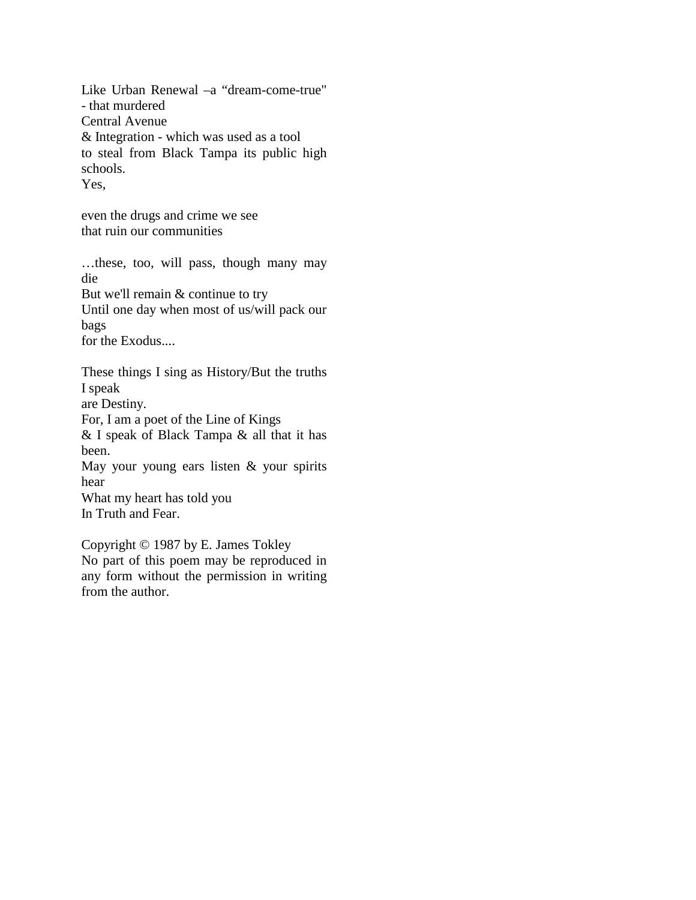Like Urban Renewal –a “dream-come-true" - that murdered  
Central Avenue  
& Integration - which was used as a tool  
to steal from Black Tampa its public high schools.  
Yes,

even the drugs and crime we see  
that ruin our communities

…these, too, will pass, though many may die  
But we'll remain & continue to try  
Until one day when most of us/will pack our bags  
for the Exodus....

These things I sing as History/But the truths I speak  
are Destiny.  
For, I am a poet of the Line of Kings  
& I speak of Black Tampa & all that it has been.  
May your young ears listen & your spirits hear  
What my heart has told you  
In Truth and Fear.

Copyright © 1987 by E. James Tokley  
No part of this poem may be reproduced in any form without the permission in writing from the author.